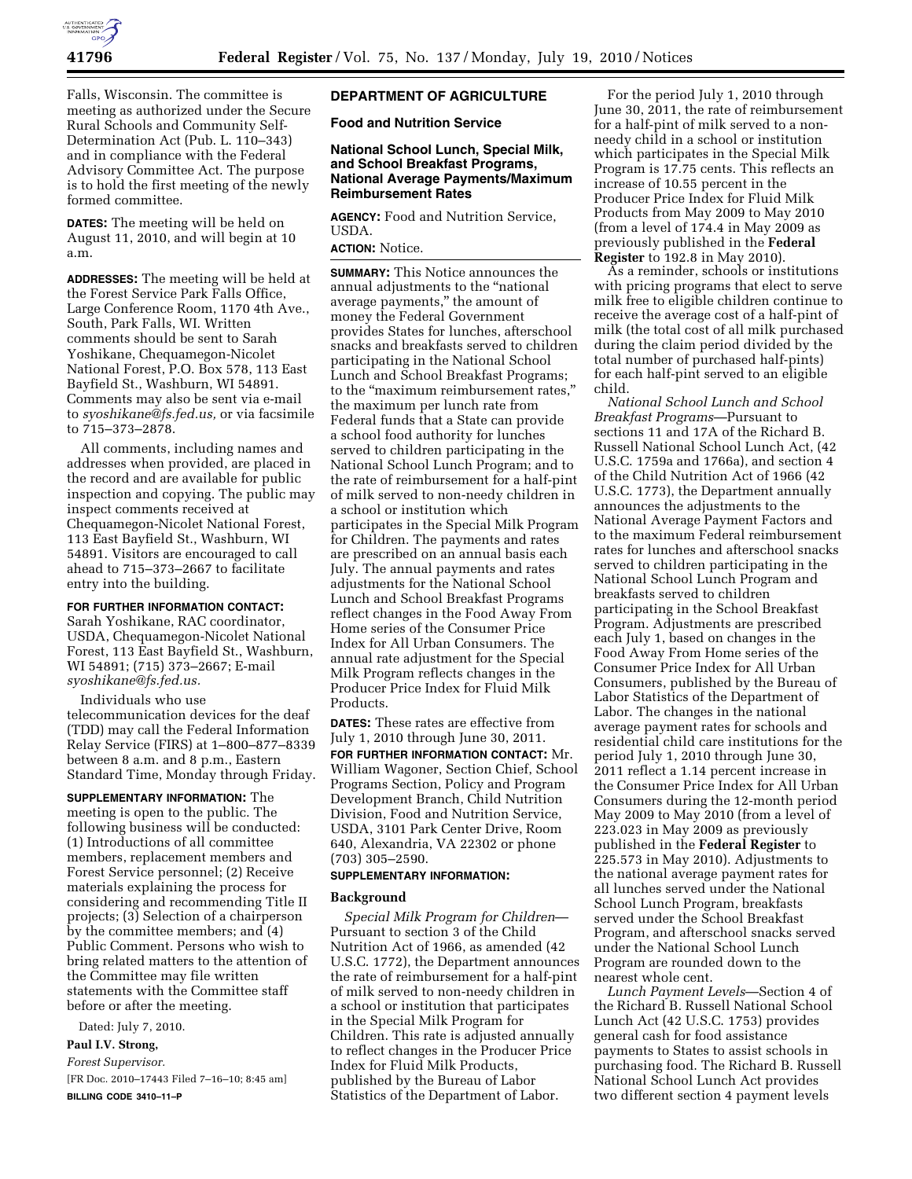Falls, Wisconsin. The committee is meeting as authorized under the Secure Rural Schools and Community Self-Determination Act (Pub. L. 110–343) and in compliance with the Federal Advisory Committee Act. The purpose is to hold the first meeting of the newly formed committee.

**DATES:** The meeting will be held on August 11, 2010, and will begin at 10 a.m.

**ADDRESSES:** The meeting will be held at the Forest Service Park Falls Office, Large Conference Room, 1170 4th Ave., South, Park Falls, WI. Written comments should be sent to Sarah Yoshikane, Chequamegon-Nicolet National Forest, P.O. Box 578, 113 East Bayfield St., Washburn, WI 54891. Comments may also be sent via e-mail to *syoshikane@fs.fed.us,* or via facsimile to 715–373–2878.

All comments, including names and addresses when provided, are placed in the record and are available for public inspection and copying. The public may inspect comments received at Chequamegon-Nicolet National Forest, 113 East Bayfield St., Washburn, WI 54891. Visitors are encouraged to call ahead to 715–373–2667 to facilitate entry into the building.

**FOR FURTHER INFORMATION CONTACT:** Sarah Yoshikane, RAC coordinator, USDA, Chequamegon-Nicolet National Forest, 113 East Bayfield St., Washburn, WI 54891; (715) 373–2667; E-mail *syoshikane@fs.fed.us.*

Individuals who use telecommunication devices for the deaf (TDD) may call the Federal Information Relay Service (FIRS) at 1–800–877–8339 between 8 a.m. and 8 p.m., Eastern Standard Time, Monday through Friday.

**SUPPLEMENTARY INFORMATION:** The meeting is open to the public. The following business will be conducted: (1) Introductions of all committee members, replacement members and Forest Service personnel; (2) Receive materials explaining the process for considering and recommending Title II projects; (3) Selection of a chairperson by the committee members; and (4) Public Comment. Persons who wish to bring related matters to the attention of the Committee may file written statements with the Committee staff before or after the meeting.

Dated: July 7, 2010.

**Paul I.V. Strong,**

*Forest Supervisor.*

[FR Doc. 2010–17443 Filed 7–16–10; 8:45 am]

**BILLING CODE 3410–11–P**

## DEPARTMENT OF AGRICULTURE

### Food and Nutrition Service

### National School Lunch, Special Milk, and School Breakfast Programs, National Average Payments/Maximum Reimbursement Rates

**AGENCY:** Food and Nutrition Service, USDA.

**ACTION:** Notice.

**SUMMARY:** This Notice announces the annual adjustments to the "national average payments," the amount of money the Federal Government provides States for lunches, afterschool snacks and breakfasts served to children participating in the National School Lunch and School Breakfast Programs; to the "maximum reimbursement rates," the maximum per lunch rate from Federal funds that a State can provide a school food authority for lunches served to children participating in the National School Lunch Program; and to the rate of reimbursement for a half-pint of milk served to non-needy children in a school or institution which participates in the Special Milk Program for Children. The payments and rates are prescribed on an annual basis each July. The annual payments and rates adjustments for the National School Lunch and School Breakfast Programs reflect changes in the Food Away From Home series of the Consumer Price Index for All Urban Consumers. The annual rate adjustment for the Special Milk Program reflects changes in the Producer Price Index for Fluid Milk Products.

**DATES:** These rates are effective from July 1, 2010 through June 30, 2011.

**FOR FURTHER INFORMATION CONTACT:** Mr. William Wagoner, Section Chief, School Programs Section, Policy and Program Development Branch, Child Nutrition Division, Food and Nutrition Service, USDA, 3101 Park Center Drive, Room 640, Alexandria, VA 22302 or phone (703) 305–2590.

**SUPPLEMENTARY INFORMATION:**

#### Background

*Special Milk Program for Children*—Pursuant to section 3 of the Child Nutrition Act of 1966, as amended (42 U.S.C. 1772), the Department announces the rate of reimbursement for a half-pint of milk served to non-needy children in a school or institution that participates in the Special Milk Program for Children. This rate is adjusted annually to reflect changes in the Producer Price Index for Fluid Milk Products, published by the Bureau of Labor Statistics of the Department of Labor.

For the period July 1, 2010 through June 30, 2011, the rate of reimbursement for a half-pint of milk served to a non-needy child in a school or institution which participates in the Special Milk Program is 17.75 cents. This reflects an increase of 10.55 percent in the Producer Price Index for Fluid Milk Products from May 2009 to May 2010 (from a level of 174.4 in May 2009 as previously published in the **Federal Register** to 192.8 in May 2010).

As a reminder, schools or institutions with pricing programs that elect to serve milk free to eligible children continue to receive the average cost of a half-pint of milk (the total cost of all milk purchased during the claim period divided by the total number of purchased half-pints) for each half-pint served to an eligible child.

*National School Lunch and School Breakfast Programs*—Pursuant to sections 11 and 17A of the Richard B. Russell National School Lunch Act, (42 U.S.C. 1759a and 1766a), and section 4 of the Child Nutrition Act of 1966 (42 U.S.C. 1773), the Department annually announces the adjustments to the National Average Payment Factors and to the maximum Federal reimbursement rates for lunches and afterschool snacks served to children participating in the National School Lunch Program and breakfasts served to children participating in the School Breakfast Program. Adjustments are prescribed each July 1, based on changes in the Food Away From Home series of the Consumer Price Index for All Urban Consumers, published by the Bureau of Labor Statistics of the Department of Labor. The changes in the national average payment rates for schools and residential child care institutions for the period July 1, 2010 through June 30, 2011 reflect a 1.14 percent increase in the Consumer Price Index for All Urban Consumers during the 12-month period May 2009 to May 2010 (from a level of 223.023 in May 2009 as previously published in the **Federal Register** to 225.573 in May 2010). Adjustments to the national average payment rates for all lunches served under the National School Lunch Program, breakfasts served under the School Breakfast Program, and afterschool snacks served under the National School Lunch Program are rounded down to the nearest whole cent.

*Lunch Payment Levels*—Section 4 of the Richard B. Russell National School Lunch Act (42 U.S.C. 1753) provides general cash for food assistance payments to States to assist schools in purchasing food. The Richard B. Russell National School Lunch Act provides two different section 4 payment levels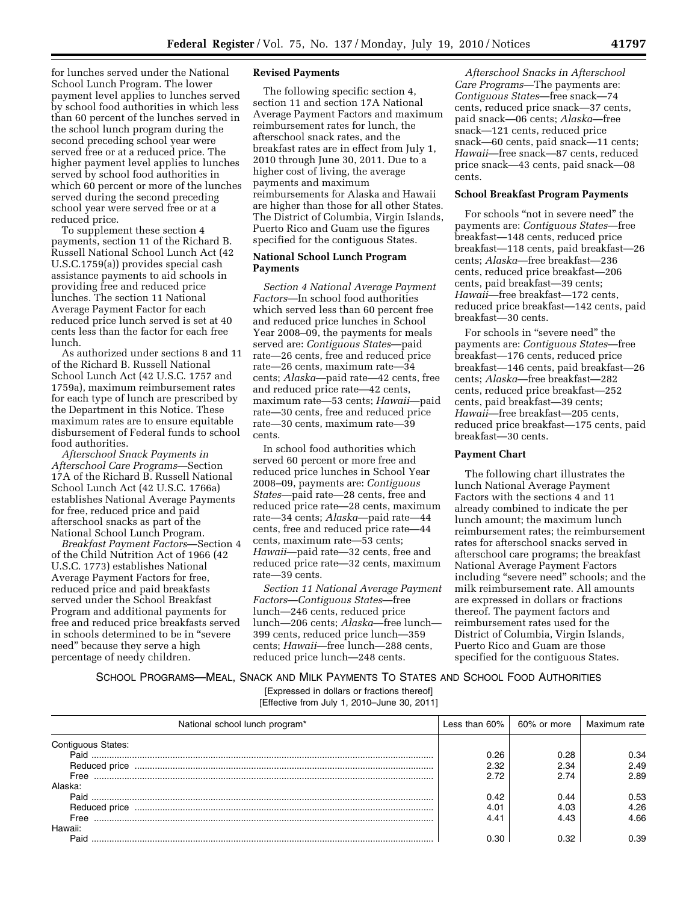for lunches served under the National School Lunch Program. The lower payment level applies to lunches served by school food authorities in which less than 60 percent of the lunches served in the school lunch program during the second preceding school year were served free or at a reduced price. The higher payment level applies to lunches served by school food authorities in which 60 percent or more of the lunches served during the second preceding school year were served free or at a reduced price.

To supplement these section 4 payments, section 11 of the Richard B. Russell National School Lunch Act (42 U.S.C.1759(a)) provides special cash assistance payments to aid schools in providing free and reduced price lunches. The section 11 National Average Payment Factor for each reduced price lunch served is set at 40 cents less than the factor for each free lunch.

As authorized under sections 8 and 11 of the Richard B. Russell National School Lunch Act (42 U.S.C. 1757 and 1759a), maximum reimbursement rates for each type of lunch are prescribed by the Department in this Notice. These maximum rates are to ensure equitable disbursement of Federal funds to school food authorities.

*Afterschool Snack Payments in Afterschool Care Programs*—Section 17A of the Richard B. Russell National School Lunch Act (42 U.S.C. 1766a) establishes National Average Payments for free, reduced price and paid afterschool snacks as part of the National School Lunch Program.

*Breakfast Payment Factors*—Section 4 of the Child Nutrition Act of 1966 (42 U.S.C. 1773) establishes National Average Payment Factors for free, reduced price and paid breakfasts served under the School Breakfast Program and additional payments for free and reduced price breakfasts served in schools determined to be in "severe need" because they serve a high percentage of needy children.

**Revised Payments**

The following specific section 4, section 11 and section 17A National Average Payment Factors and maximum reimbursement rates for lunch, the afterschool snack rates, and the breakfast rates are in effect from July 1, 2010 through June 30, 2011. Due to a higher cost of living, the average payments and maximum reimbursements for Alaska and Hawaii are higher than those for all other States. The District of Columbia, Virgin Islands, Puerto Rico and Guam use the figures specified for the contiguous States.

**National School Lunch Program Payments**

*Section 4 National Average Payment Factors*—In school food authorities which served less than 60 percent free and reduced price lunches in School Year 2008–09, the payments for meals served are: *Contiguous States*—paid rate—26 cents, free and reduced price rate—26 cents, maximum rate—34 cents; *Alaska*—paid rate—42 cents, free and reduced price rate—42 cents, maximum rate—53 cents; *Hawaii*—paid rate—30 cents, free and reduced price rate—30 cents, maximum rate—39 cents.

In school food authorities which served 60 percent or more free and reduced price lunches in School Year 2008–09, payments are: *Contiguous States*—paid rate—28 cents, free and reduced price rate—28 cents, maximum rate—34 cents; *Alaska*—paid rate—44 cents, free and reduced price rate—44 cents, maximum rate—53 cents; *Hawaii*—paid rate—32 cents, free and reduced price rate—32 cents, maximum rate—39 cents.

*Section 11 National Average Payment Factors*—*Contiguous States*—free lunch—246 cents, reduced price lunch—206 cents; *Alaska*—free lunch—399 cents, reduced price lunch—359 cents; *Hawaii*—free lunch—288 cents, reduced price lunch—248 cents.

*Afterschool Snacks in Afterschool Care Programs*—The payments are: *Contiguous States*—free snack—74 cents, reduced price snack—37 cents, paid snack—06 cents; *Alaska*—free snack—121 cents, reduced price snack—60 cents, paid snack—11 cents; *Hawaii*—free snack—87 cents, reduced price snack—43 cents, paid snack—08 cents.

**School Breakfast Program Payments**

For schools "not in severe need" the payments are: *Contiguous States*—free breakfast—148 cents, reduced price breakfast—118 cents, paid breakfast—26 cents; *Alaska*—free breakfast—236 cents, reduced price breakfast—206 cents, paid breakfast—39 cents; *Hawaii*—free breakfast—172 cents, reduced price breakfast—142 cents, paid breakfast—30 cents.

For schools in "severe need" the payments are: *Contiguous States*—free breakfast—176 cents, reduced price breakfast—146 cents, paid breakfast—26 cents; *Alaska*—free breakfast—282 cents, reduced price breakfast—252 cents, paid breakfast—39 cents; *Hawaii*—free breakfast—205 cents, reduced price breakfast—175 cents, paid breakfast—30 cents.

**Payment Chart**

The following chart illustrates the lunch National Average Payment Factors with the sections 4 and 11 already combined to indicate the per lunch amount; the maximum lunch reimbursement rates; the reimbursement rates for afterschool snacks served in afterschool care programs; the breakfast National Average Payment Factors including "severe need" schools; and the milk reimbursement rate. All amounts are expressed in dollars or fractions thereof. The payment factors and reimbursement rates used for the District of Columbia, Virgin Islands, Puerto Rico and Guam are those specified for the contiguous States.

SCHOOL PROGRAMS—MEAL, SNACK AND MILK PAYMENTS TO STATES AND SCHOOL FOOD AUTHORITIES

[Expressed in dollars or fractions thereof]

[Effective from July 1, 2010–June 30, 2011]

| National school lunch program* | Less than 60% | 60% or more | Maximum rate |
|---|---|---|---|
| Contiguous States: | | | |
| Paid | 0.26 | 0.28 | 0.34 |
| Reduced price | 2.32 | 2.34 | 2.49 |
| Free | 2.72 | 2.74 | 2.89 |
| Alaska: | | | |
| Paid | 0.42 | 0.44 | 0.53 |
| Reduced price | 4.01 | 4.03 | 4.26 |
| Free | 4.41 | 4.43 | 4.66 |
| Hawaii: | | | |
| Paid | 0.30 | 0.32 | 0.39 |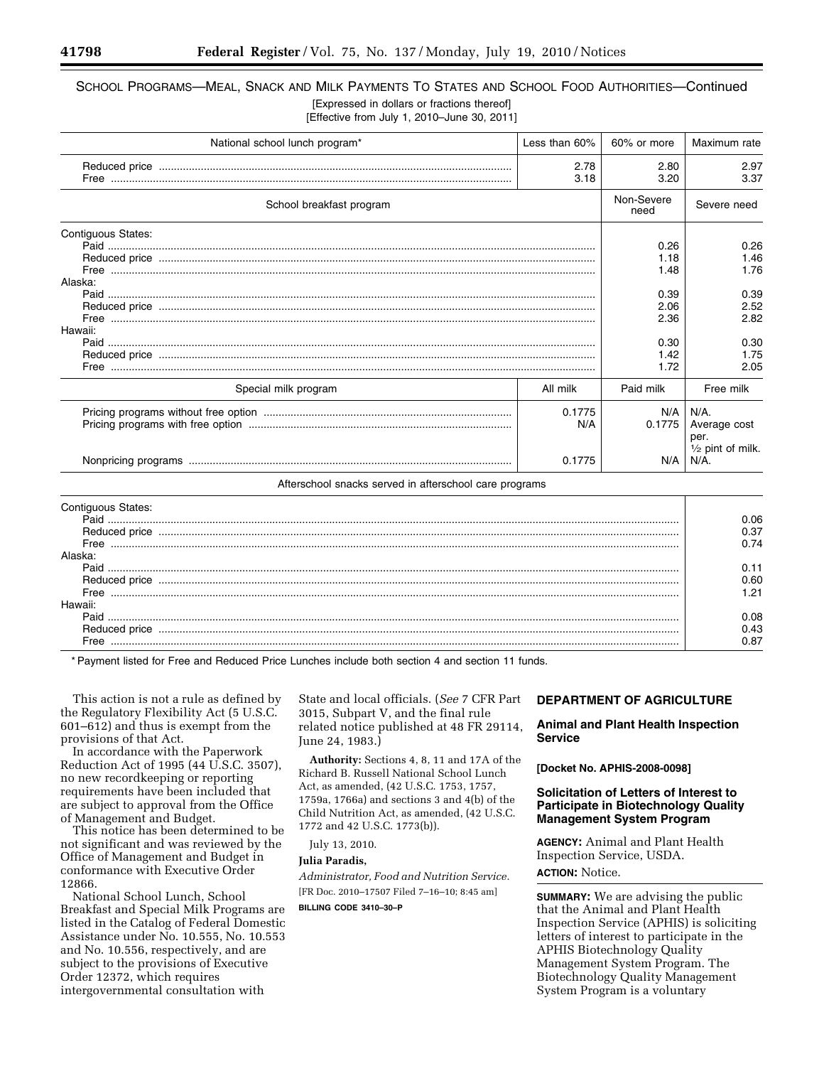SCHOOL PROGRAMS—MEAL, SNACK AND MILK PAYMENTS TO STATES AND SCHOOL FOOD AUTHORITIES—Continued

[Expressed in dollars or fractions thereof]

[Effective from July 1, 2010–June 30, 2011]

| National school lunch program* | Less than 60% | 60% or more | Maximum rate |
|---|---|---|---|
| Reduced price | 2.78 | 2.80 | 2.97 |
| Free | 3.18 | 3.20 | 3.37 |

| School breakfast program | Non-Severe need | Severe need |
|---|---|---|
| Contiguous States: | | |
| Paid | 0.26 | 0.26 |
| Reduced price | 1.18 | 1.46 |
| Free | 1.48 | 1.76 |
| Alaska: | | |
| Paid | 0.39 | 0.39 |
| Reduced price | 2.06 | 2.52 |
| Free | 2.36 | 2.82 |
| Hawaii: | | |
| Paid | 0.30 | 0.30 |
| Reduced price | 1.42 | 1.75 |
| Free | 1.72 | 2.05 |

| Special milk program | All milk | Paid milk | Free milk |
|---|---|---|---|
| Pricing programs without free option | 0.1775 | N/A | N/A. |
| Pricing programs with free option | N/A | 0.1775 | Average cost per. ½ pint of milk. |
| Nonpricing programs | 0.1775 | N/A | N/A. |

| Afterschool snacks served in afterschool care programs | |
|---|---|
| Contiguous States: | |
| Paid | 0.06 |
| Reduced price | 0.37 |
| Free | 0.74 |
| Alaska: | |
| Paid | 0.11 |
| Reduced price | 0.60 |
| Free | 1.21 |
| Hawaii: | |
| Paid | 0.08 |
| Reduced price | 0.43 |
| Free | 0.87 |

* Payment listed for Free and Reduced Price Lunches include both section 4 and section 11 funds.

This action is not a rule as defined by the Regulatory Flexibility Act (5 U.S.C. 601–612) and thus is exempt from the provisions of that Act.

In accordance with the Paperwork Reduction Act of 1995 (44 U.S.C. 3507), no new recordkeeping or reporting requirements have been included that are subject to approval from the Office of Management and Budget.

This notice has been determined to be not significant and was reviewed by the Office of Management and Budget in conformance with Executive Order 12866.

National School Lunch, School Breakfast and Special Milk Programs are listed in the Catalog of Federal Domestic Assistance under No. 10.555, No. 10.553 and No. 10.556, respectively, and are subject to the provisions of Executive Order 12372, which requires intergovernmental consultation with State and local officials. (*See* 7 CFR Part 3015, Subpart V, and the final rule related notice published at 48 FR 29114, June 24, 1983.)

**Authority:** Sections 4, 8, 11 and 17A of the Richard B. Russell National School Lunch Act, as amended, (42 U.S.C. 1753, 1757, 1759a, 1766a) and sections 3 and 4(b) of the Child Nutrition Act, as amended, (42 U.S.C. 1772 and 42 U.S.C. 1773(b)).

July 13, 2010.

**Julia Paradis,**

*Administrator, Food and Nutrition Service.*

[FR Doc. 2010–17507 Filed 7–16–10; 8:45 am]

**BILLING CODE 3410–30–P**

## DEPARTMENT OF AGRICULTURE

### Animal and Plant Health Inspection Service

**[Docket No. APHIS-2008-0098]**

### Solicitation of Letters of Interest to Participate in Biotechnology Quality Management System Program

**AGENCY:** Animal and Plant Health Inspection Service, USDA.

**ACTION:** Notice.

**SUMMARY:** We are advising the public that the Animal and Plant Health Inspection Service (APHIS) is soliciting letters of interest to participate in the APHIS Biotechnology Quality Management System Program. The Biotechnology Quality Management System Program is a voluntary